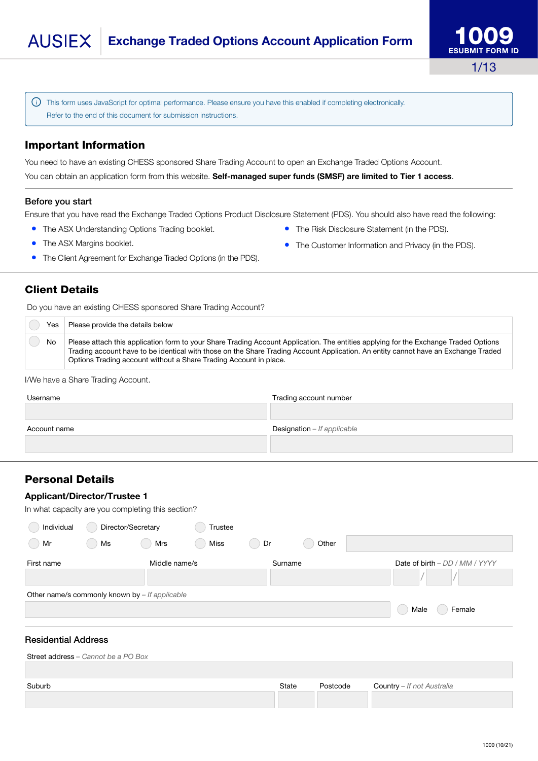# AUSIEX Exchange Traded Options Account Application Form

**1009**
**ESUBMIT FORM ID**

This form uses JavaScript for optimal performance. Please ensure you have this enabled if completing electronically.
Refer to the end of this document for submission instructions.

## Important Information

You need to have an existing CHESS sponsored Share Trading Account to open an Exchange Traded Options Account.

You can obtain an application form from this website. **Self-managed super funds (SMSF) are limited to Tier 1 access**.

### Before you start

Ensure that you have read the Exchange Traded Options Product Disclosure Statement (PDS). You should also have read the following:

- The ASX Understanding Options Trading booklet.
- The ASX Margins booklet.
- The Client Agreement for Exchange Traded Options (in the PDS).
- The Risk Disclosure Statement (in the PDS).
- The Customer Information and Privacy (in the PDS).

## Client Details

Do you have an existing CHESS sponsored Share Trading Account?

| | |
|---|---|
| ○ Yes | Please provide the details below |
| ○ No | Please attach this application form to your Share Trading Account Application. The entities applying for the Exchange Traded Options Trading account have to be identical with those on the Share Trading Account Application. An entity cannot have an Exchange Traded Options Trading account without a Share Trading Account in place. |

I/We have a Share Trading Account.

| Username | Trading account number |
|---|---|
| | |
| **Account name** | **Designation** – *If applicable* |
| | |

## Personal Details

### Applicant/Director/Trustee 1

In what capacity are you completing this section?

○ Individual ○ Director/Secretary ○ Trustee

○ Mr ○ Ms ○ Mrs ○ Miss ○ Dr ○ Other ______

| First name | Middle name/s | Surname | Date of birth – *DD / MM / YYYY* |
|---|---|---|---|
| | | | / / |

Other name/s commonly known by – *If applicable* ______ ○ Male ○ Female

### Residential Address

Street address – *Cannot be a PO Box*

| Suburb | State | Postcode | Country – *If not Australia* |
|---|---|---|---|
| | | | |

1009 (10/21)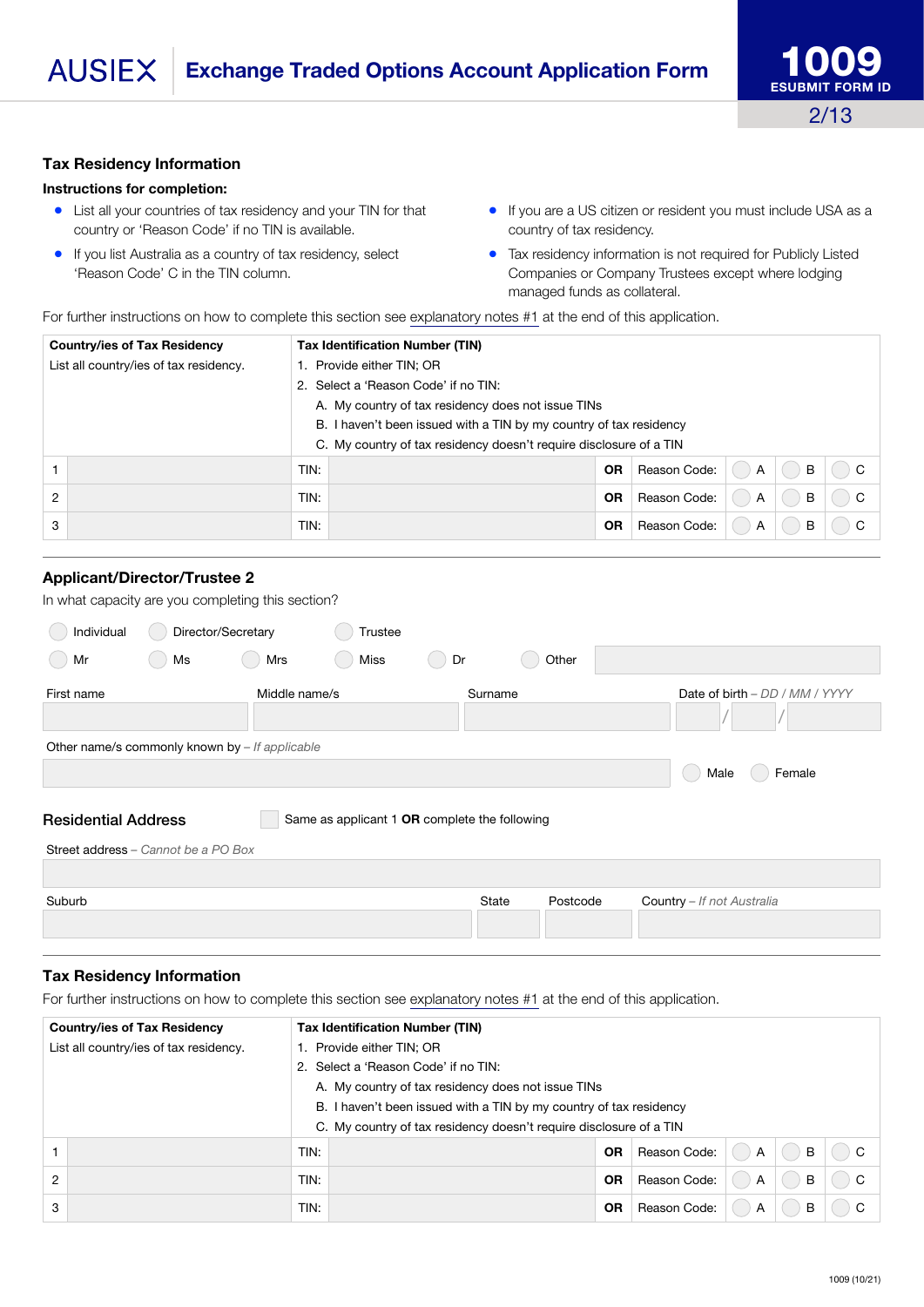AUSIEX **Exchange Traded Options Account Application Form**

**1009**
**ESUBMIT FORM ID**

## Tax Residency Information

**Instructions for completion:**

- List all your countries of tax residency and your TIN for that country or 'Reason Code' if no TIN is available.
- If you list Australia as a country of tax residency, select 'Reason Code' C in the TIN column.
- If you are a US citizen or resident you must include USA as a country of tax residency.
- Tax residency information is not required for Publicly Listed Companies or Company Trustees except where lodging managed funds as collateral.

For further instructions on how to complete this section see explanatory notes #1 at the end of this application.

| **Country/ies of Tax Residency** List all country/ies of tax residency. | | **Tax Identification Number (TIN)** 1. Provide either TIN; OR 2. Select a 'Reason Code' if no TIN: A. My country of tax residency does not issue TINs B. I haven't been issued with a TIN by my country of tax residency C. My country of tax residency doesn't require disclosure of a TIN | | | | | | |
|---|---|---|---|---|---|---|---|---|
| 1 | | TIN: | | **OR** | Reason Code: | ◯ A | ◯ B | ◯ C |
| 2 | | TIN: | | **OR** | Reason Code: | ◯ A | ◯ B | ◯ C |
| 3 | | TIN: | | **OR** | Reason Code: | ◯ A | ◯ B | ◯ C |

## Applicant/Director/Trustee 2

In what capacity are you completing this section?

◯ Individual ◯ Director/Secretary ◯ Trustee

◯ Mr ◯ Ms ◯ Mrs ◯ Miss ◯ Dr ◯ Other

First name | Middle name/s | Surname | Date of birth – *DD / MM / YYYY*

Other name/s commonly known by – *If applicable*

◯ Male ◯ Female

### Residential Address

☐ Same as applicant 1 **OR** complete the following

Street address – *Cannot be a PO Box*

Suburb | State | Postcode | Country – *If not Australia*

## Tax Residency Information

For further instructions on how to complete this section see explanatory notes #1 at the end of this application.

| **Country/ies of Tax Residency** List all country/ies of tax residency. | | **Tax Identification Number (TIN)** 1. Provide either TIN; OR 2. Select a 'Reason Code' if no TIN: A. My country of tax residency does not issue TINs B. I haven't been issued with a TIN by my country of tax residency C. My country of tax residency doesn't require disclosure of a TIN | | | | | | |
|---|---|---|---|---|---|---|---|---|
| 1 | | TIN: | | **OR** | Reason Code: | ◯ A | ◯ B | ◯ C |
| 2 | | TIN: | | **OR** | Reason Code: | ◯ A | ◯ B | ◯ C |
| 3 | | TIN: | | **OR** | Reason Code: | ◯ A | ◯ B | ◯ C |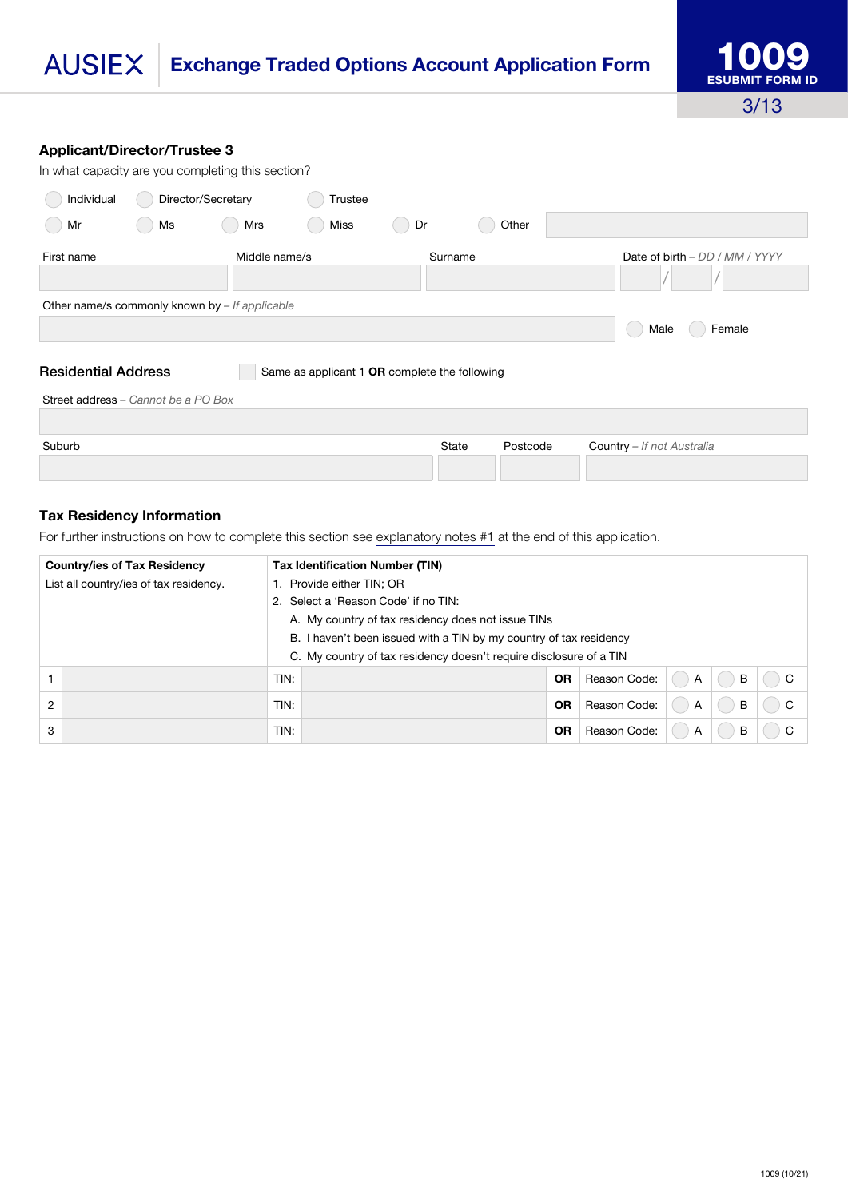**AUSIEX** | **Exchange Traded Options Account Application Form**

**1009**
**ESUBMIT FORM ID**

## Applicant/Director/Trustee 3

In what capacity are you completing this section?

○ Individual ○ Director/Secretary ○ Trustee

○ Mr ○ Ms ○ Mrs ○ Miss ○ Dr ○ Other

| First name | Middle name/s | Surname | Date of birth – *DD / MM / YYYY* |
|---|---|---|---|
| | | | / / |

Other name/s commonly known by – *If applicable*

○ Male ○ Female

### Residential Address

☐ Same as applicant 1 **OR** complete the following

Street address – *Cannot be a PO Box*

| Suburb | State | Postcode | Country – *If not Australia* |
|---|---|---|---|
| | | | |

### Tax Residency Information

For further instructions on how to complete this section see explanatory notes #1 at the end of this application.

| | **Country/ies of Tax Residency** List all country/ies of tax residency. | **Tax Identification Number (TIN)** 1. Provide either TIN; OR 2. Select a 'Reason Code' if no TIN: A. My country of tax residency does not issue TINs B. I haven't been issued with a TIN by my country of tax residency C. My country of tax residency doesn't require disclosure of a TIN | | | | | | |
|---|---|---|---|---|---|---|---|---|
| 1 | | TIN: | | **OR** | Reason Code: | ○ A | ○ B | ○ C |
| 2 | | TIN: | | **OR** | Reason Code: | ○ A | ○ B | ○ C |
| 3 | | TIN: | | **OR** | Reason Code: | ○ A | ○ B | ○ C |

1009 (10/21)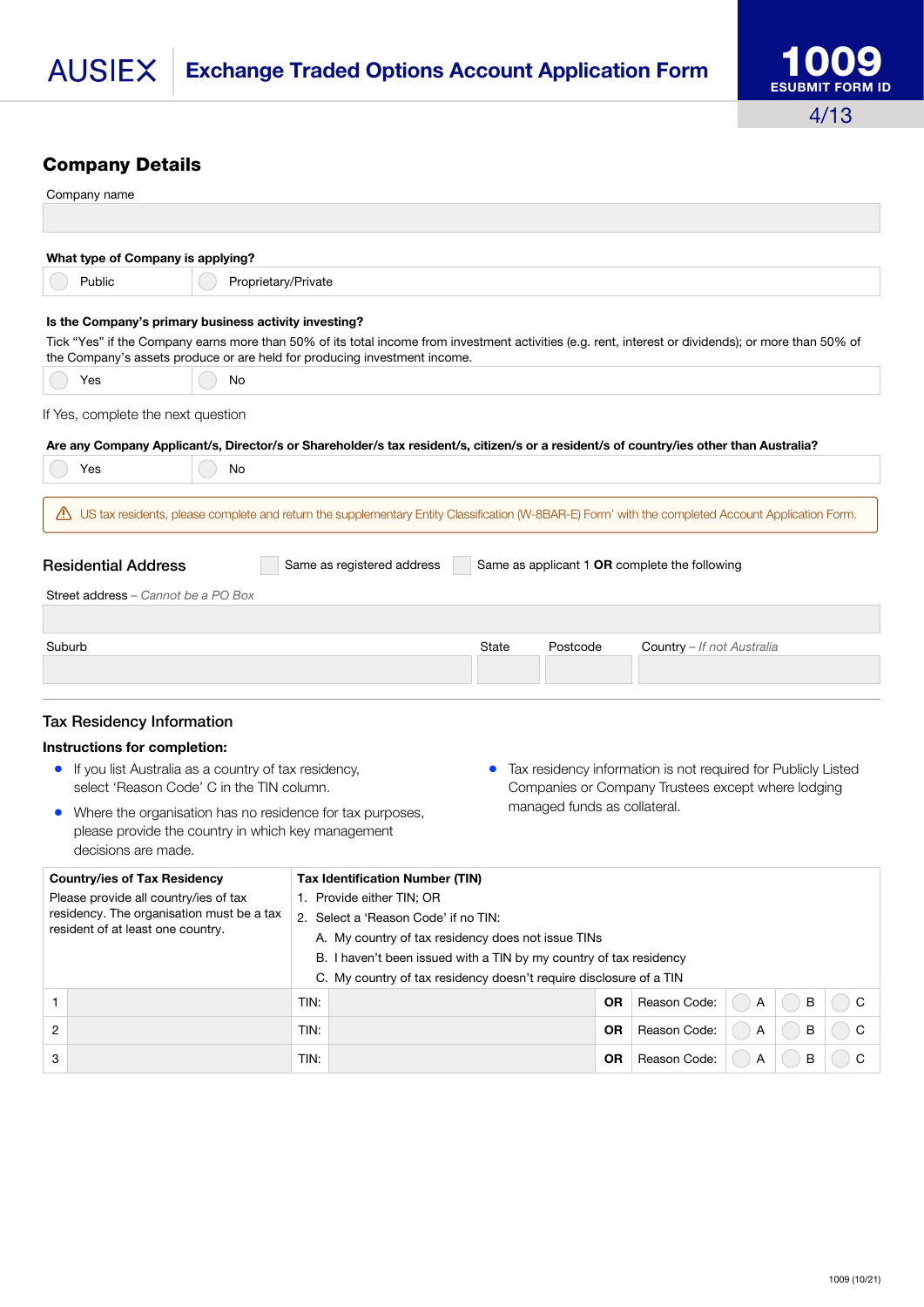## Company Details

Company name

| |
|---|
| |

**What type of Company is applying?**

| ◯ Public | ◯ Proprietary/Private |
|---|---|

**Is the Company's primary business activity investing?**

Tick "Yes" if the Company earns more than 50% of its total income from investment activities (e.g. rent, interest or dividends); or more than 50% of the Company's assets produce or are held for producing investment income.

| ◯ Yes | ◯ No |
|---|---|

If Yes, complete the next question

**Are any Company Applicant/s, Director/s or Shareholder/s tax resident/s, citizen/s or a resident/s of country/ies other than Australia?**

| ◯ Yes | ◯ No |
|---|---|

⚠ US tax residents, please complete and return the supplementary Entity Classification (W-8BAR-E) Form' with the completed Account Application Form.

### Residential Address

☐ Same as registered address ☐ Same as applicant 1 **OR** complete the following

Street address – *Cannot be a PO Box*

| Suburb | State | Postcode | Country – *If not Australia* |
|---|---|---|---|
| | | | |

### Tax Residency Information

**Instructions for completion:**

- If you list Australia as a country of tax residency, select 'Reason Code' C in the TIN column.
- Where the organisation has no residence for tax purposes, please provide the country in which key management decisions are made.
- Tax residency information is not required for Publicly Listed Companies or Company Trustees except where lodging managed funds as collateral.

| **Country/ies of Tax Residency**<br>Please provide all country/ies of tax residency. The organisation must be a tax resident of at least one country. | | **Tax Identification Number (TIN)**<br>1. Provide either TIN; OR<br>2. Select a 'Reason Code' if no TIN:<br>A. My country of tax residency does not issue TINs<br>B. I haven't been issued with a TIN by my country of tax residency<br>C. My country of tax residency doesn't require disclosure of a TIN | | | | | | |
|---|---|---|---|---|---|---|---|---|
| 1 | | TIN: | | **OR** | Reason Code: | ◯ A | ◯ B | ◯ C |
| 2 | | TIN: | | **OR** | Reason Code: | ◯ A | ◯ B | ◯ C |
| 3 | | TIN: | | **OR** | Reason Code: | ◯ A | ◯ B | ◯ C |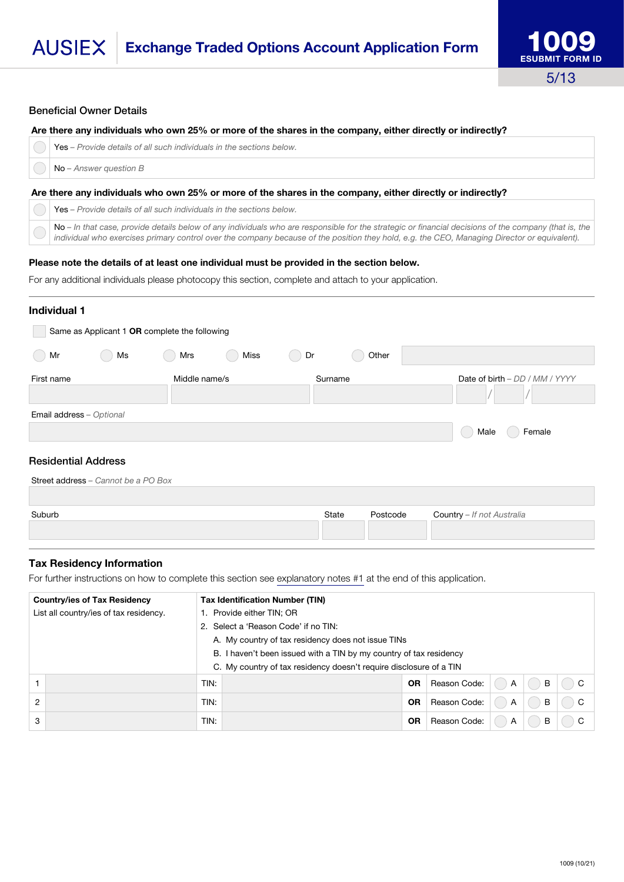AUSIEX **Exchange Traded Options Account Application Form**

**1009** ESUBMIT FORM ID

## Beneficial Owner Details

**Are there any individuals who own 25% or more of the shares in the company, either directly or indirectly?**

- ◯ Yes – *Provide details of all such individuals in the sections below.*
- ◯ No – *Answer question B*

**Are there any individuals who own 25% or more of the shares in the company, either directly or indirectly?**

- ◯ Yes – *Provide details of all such individuals in the sections below.*
- ◯ No – *In that case, provide details below of any individuals who are responsible for the strategic or financial decisions of the company (that is, the individual who exercises primary control over the company because of the position they hold, e.g. the CEO, Managing Director or equivalent).*

**Please note the details of at least one individual must be provided in the section below.**

For any additional individuals please photocopy this section, complete and attach to your application.

## Individual 1

☐ Same as Applicant 1 **OR** complete the following

◯ Mr ◯ Ms ◯ Mrs ◯ Miss ◯ Dr ◯ Other ______

First name ______ Middle name/s ______ Surname ______ Date of birth – *DD / MM / YYYY* ___ / ___ / ______

Email address – *Optional* ______ ◯ Male ◯ Female

## Residential Address

Street address – *Cannot be a PO Box* ______

Suburb ______ State ______ Postcode ______ Country – *If not Australia* ______

## Tax Residency Information

For further instructions on how to complete this section see explanatory notes #1 at the end of this application.

**Country/ies of Tax Residency**

List all country/ies of tax residency.

**Tax Identification Number (TIN)**

1. Provide either TIN; OR
2. Select a 'Reason Code' if no TIN:
   - A. My country of tax residency does not issue TINs
   - B. I haven't been issued with a TIN by my country of tax residency
   - C. My country of tax residency doesn't require disclosure of a TIN

| | Country | TIN: | | OR | Reason Code: | | | |
|---|---|---|---|---|---|---|---|---|
| 1 | | TIN: | | **OR** | Reason Code: | ◯ A | ◯ B | ◯ C |
| 2 | | TIN: | | **OR** | Reason Code: | ◯ A | ◯ B | ◯ C |
| 3 | | TIN: | | **OR** | Reason Code: | ◯ A | ◯ B | ◯ C |

1009 (10/21)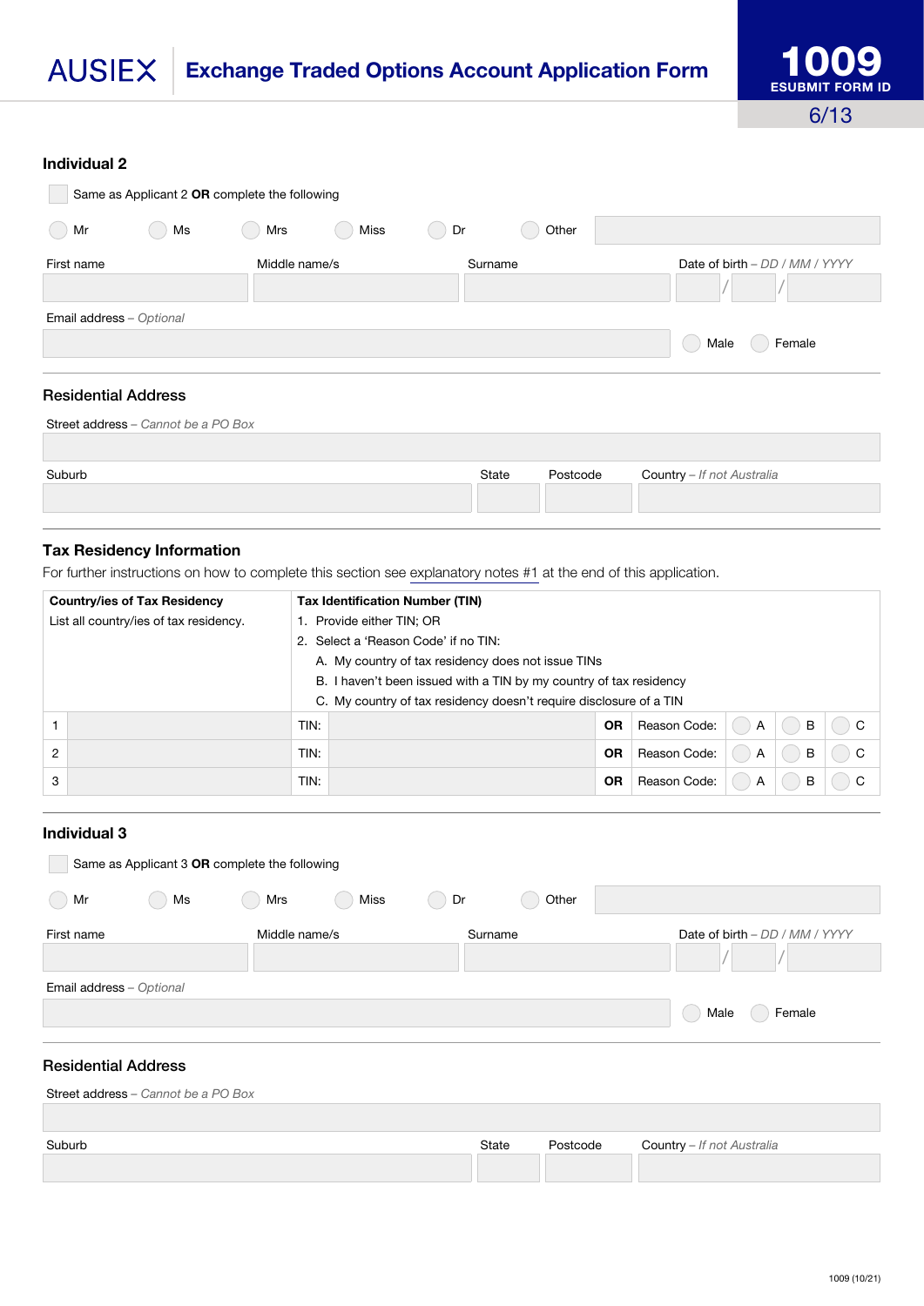## Individual 2

☐ Same as Applicant 2 **OR** complete the following

◯ Mr ◯ Ms ◯ Mrs ◯ Miss ◯ Dr ◯ Other

First name | Middle name/s | Surname | Date of birth – *DD / MM / YYYY*

Email address – *Optional*

◯ Male ◯ Female

### Residential Address

Street address – *Cannot be a PO Box*

Suburb | State | Postcode | Country – *If not Australia*

### Tax Residency Information

For further instructions on how to complete this section see explanatory notes #1 at the end of this application.

| **Country/ies of Tax Residency** List all country/ies of tax residency. | **Tax Identification Number (TIN)** 1. Provide either TIN; OR 2. Select a 'Reason Code' if no TIN: A. My country of tax residency does not issue TINs B. I haven't been issued with a TIN by my country of tax residency C. My country of tax residency doesn't require disclosure of a TIN |
|---|---|
| 1 | TIN: **OR** Reason Code: ◯ A ◯ B ◯ C |
| 2 | TIN: **OR** Reason Code: ◯ A ◯ B ◯ C |
| 3 | TIN: **OR** Reason Code: ◯ A ◯ B ◯ C |

## Individual 3

☐ Same as Applicant 3 **OR** complete the following

◯ Mr ◯ Ms ◯ Mrs ◯ Miss ◯ Dr ◯ Other

First name | Middle name/s | Surname | Date of birth – *DD / MM / YYYY*

Email address – *Optional*

◯ Male ◯ Female

### Residential Address

Street address – *Cannot be a PO Box*

Suburb | State | Postcode | Country – *If not Australia*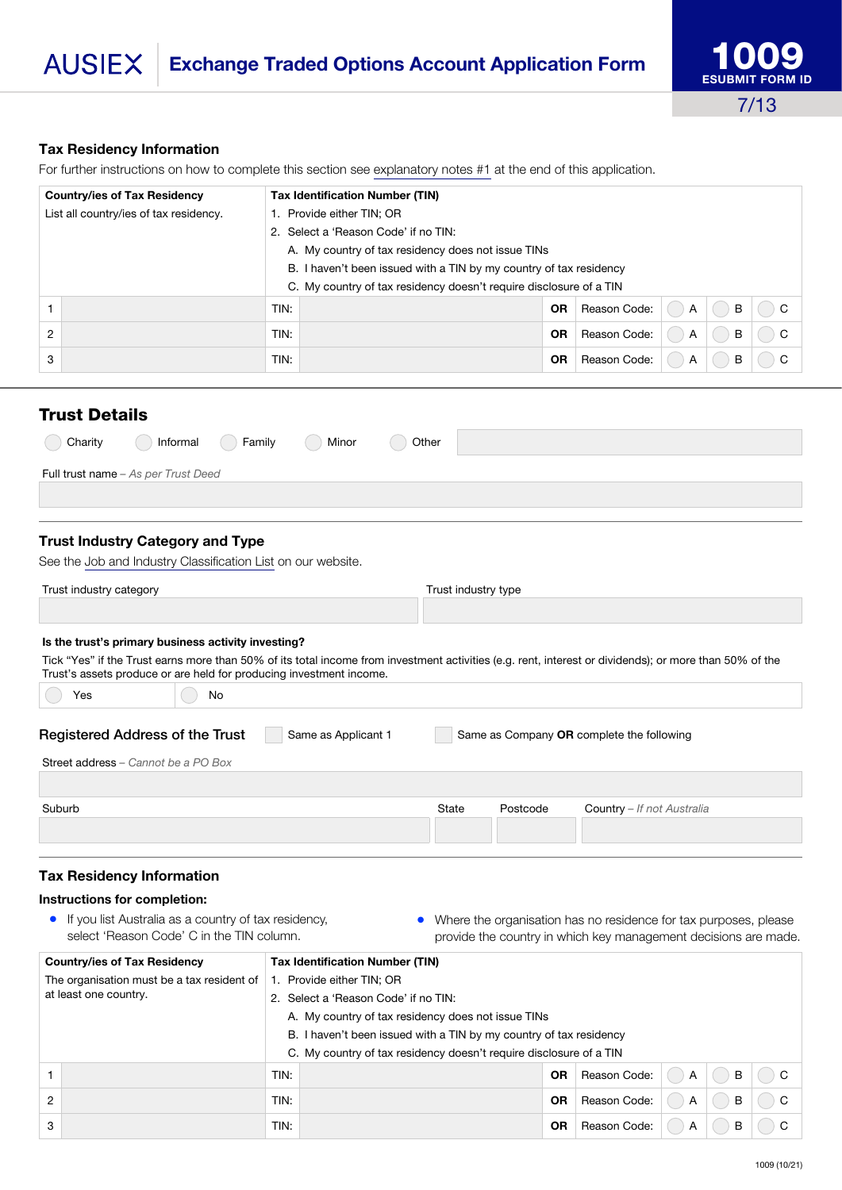## Tax Residency Information

For further instructions on how to complete this section see explanatory notes #1 at the end of this application.

| Country/ies of Tax Residency | | Tax Identification Number (TIN) | | | | | | |
|---|---|---|---|---|---|---|---|---|
| List all country/ies of tax residency. | | 1. Provide either TIN; OR<br>2. Select a 'Reason Code' if no TIN:<br>A. My country of tax residency does not issue TINs<br>B. I haven't been issued with a TIN by my country of tax residency<br>C. My country of tax residency doesn't require disclosure of a TIN | | | | | | |
| 1 | | TIN: | | **OR** | Reason Code: | A | B | C |
| 2 | | TIN: | | **OR** | Reason Code: | A | B | C |
| 3 | | TIN: | | **OR** | Reason Code: | A | B | C |

## Trust Details

Charity    Informal    Family    Minor    Other

Full trust name – *As per Trust Deed*

### Trust Industry Category and Type

See the Job and Industry Classification List on our website.

Trust industry category

Trust industry type

**Is the trust's primary business activity investing?**

Tick "Yes" if the Trust earns more than 50% of its total income from investment activities (e.g. rent, interest or dividends); or more than 50% of the Trust's assets produce or are held for producing investment income.

Yes    No

### Registered Address of the Trust

Same as Applicant 1    Same as Company **OR** complete the following

Street address – *Cannot be a PO Box*

| Suburb | State | Postcode | Country – *If not Australia* |
|---|---|---|---|
| | | | |

### Tax Residency Information

**Instructions for completion:**

- If you list Australia as a country of tax residency, select 'Reason Code' C in the TIN column.
- Where the organisation has no residence for tax purposes, please provide the country in which key management decisions are made.

| Country/ies of Tax Residency | | Tax Identification Number (TIN) | | | | | | |
|---|---|---|---|---|---|---|---|---|
| The organisation must be a tax resident of at least one country. | | 1. Provide either TIN; OR<br>2. Select a 'Reason Code' if no TIN:<br>A. My country of tax residency does not issue TINs<br>B. I haven't been issued with a TIN by my country of tax residency<br>C. My country of tax residency doesn't require disclosure of a TIN | | | | | | |
| 1 | | TIN: | | **OR** | Reason Code: | A | B | C |
| 2 | | TIN: | | **OR** | Reason Code: | A | B | C |
| 3 | | TIN: | | **OR** | Reason Code: | A | B | C |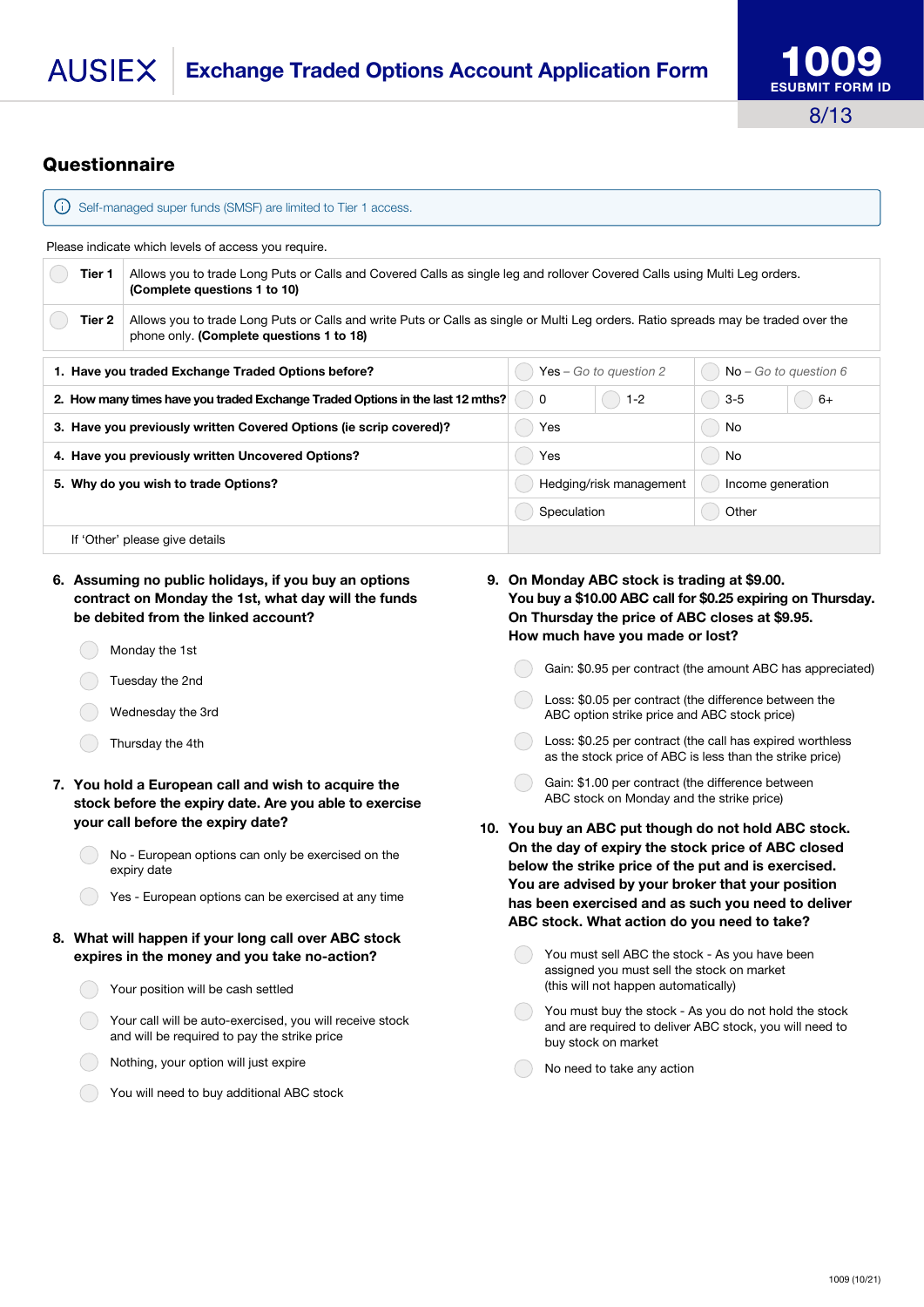# Exchange Traded Options Account Application Form

**1009**
**ESUBMIT FORM ID**

## Questionnaire

ⓘ Self-managed super funds (SMSF) are limited to Tier 1 access.

Please indicate which levels of access you require.

| | |
|---|---|
| ○ **Tier 1** | Allows you to trade Long Puts or Calls and Covered Calls as single leg and rollover Covered Calls using Multi Leg orders. **(Complete questions 1 to 10)** |
| ○ **Tier 2** | Allows you to trade Long Puts or Calls and write Puts or Calls as single or Multi Leg orders. Ratio spreads may be traded over the phone only. **(Complete questions 1 to 18)** |

| | | | | |
|---|---|---|---|---|
| **1. Have you traded Exchange Traded Options before?** | ○ Yes – *Go to question 2* | | ○ No – *Go to question 6* | |
| **2. How many times have you traded Exchange Traded Options in the last 12 mths?** | ○ 0 | ○ 1-2 | ○ 3-5 | ○ 6+ |
| **3. Have you previously written Covered Options (ie scrip covered)?** | ○ Yes | | ○ No | |
| **4. Have you previously written Uncovered Options?** | ○ Yes | | ○ No | |
| **5. Why do you wish to trade Options?** | ○ Hedging/risk management | | ○ Income generation | |
| | ○ Speculation | | ○ Other | |
| If 'Other' please give details | | | | |

**6. Assuming no public holidays, if you buy an options contract on Monday the 1st, what day will the funds be debited from the linked account?**

- ○ Monday the 1st
- ○ Tuesday the 2nd
- ○ Wednesday the 3rd
- ○ Thursday the 4th

**7. You hold a European call and wish to acquire the stock before the expiry date. Are you able to exercise your call before the expiry date?**

- ○ No - European options can only be exercised on the expiry date
- ○ Yes - European options can be exercised at any time

**8. What will happen if your long call over ABC stock expires in the money and you take no-action?**

- ○ Your position will be cash settled
- ○ Your call will be auto-exercised, you will receive stock and will be required to pay the strike price
- ○ Nothing, your option will just expire
- ○ You will need to buy additional ABC stock

**9. On Monday ABC stock is trading at $9.00. You buy a $10.00 ABC call for $0.25 expiring on Thursday. On Thursday the price of ABC closes at $9.95. How much have you made or lost?**

- ○ Gain: $0.95 per contract (the amount ABC has appreciated)
- ○ Loss: $0.05 per contract (the difference between the ABC option strike price and ABC stock price)
- ○ Loss: $0.25 per contract (the call has expired worthless as the stock price of ABC is less than the strike price)
- ○ Gain: $1.00 per contract (the difference between ABC stock on Monday and the strike price)

**10. You buy an ABC put though do not hold ABC stock. On the day of expiry the stock price of ABC closed below the strike price of the put and is exercised. You are advised by your broker that your position has been exercised and as such you need to deliver ABC stock. What action do you need to take?**

- ○ You must sell ABC the stock - As you have been assigned you must sell the stock on market (this will not happen automatically)
- ○ You must buy the stock - As you do not hold the stock and are required to deliver ABC stock, you will need to buy stock on market
- ○ No need to take any action

1009 (10/21)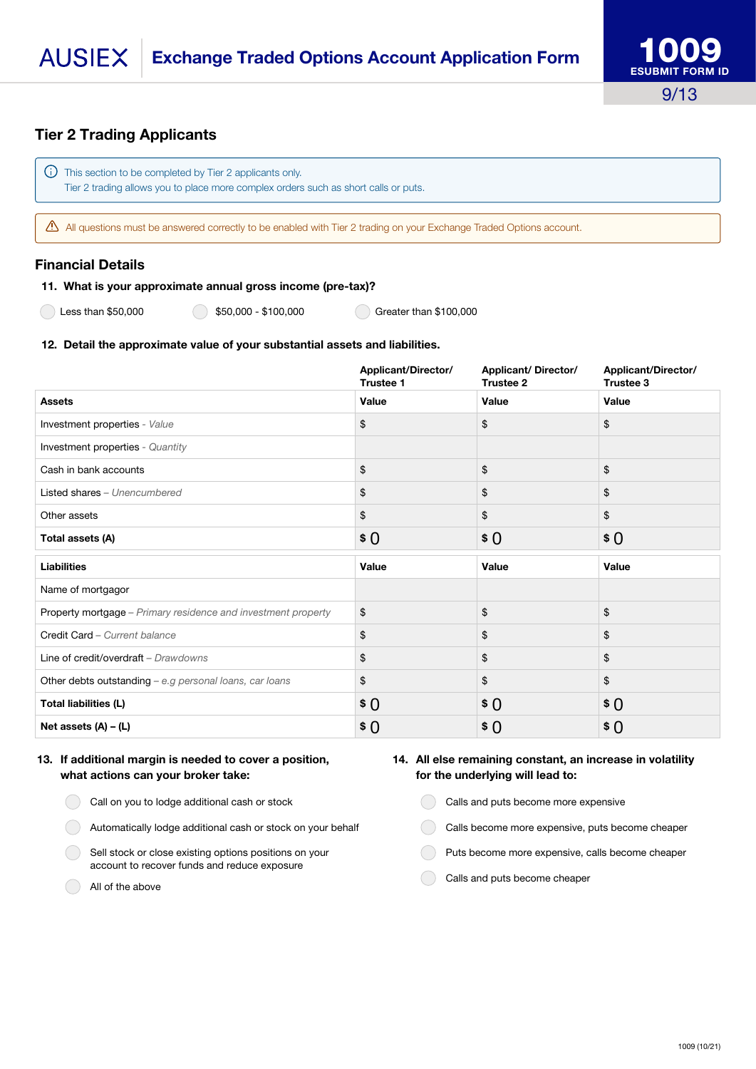# AUSIEX Exchange Traded Options Account Application Form

**1009**
**ESUBMIT FORM ID**

## Tier 2 Trading Applicants

ⓘ This section to be completed by Tier 2 applicants only.
Tier 2 trading allows you to place more complex orders such as short calls or puts.

⚠ All questions must be answered correctly to be enabled with Tier 2 trading on your Exchange Traded Options account.

### Financial Details

**11. What is your approximate annual gross income (pre-tax)?**

- ○ Less than $50,000
- ○ $50,000 - $100,000
- ○ Greater than $100,000

**12. Detail the approximate value of your substantial assets and liabilities.**

| | Applicant/Director/ Trustee 1 | Applicant/ Director/ Trustee 2 | Applicant/Director/ Trustee 3 |
|---|---|---|---|
| **Assets** | **Value** | **Value** | **Value** |
| Investment properties - *Value* | $ | $ | $ |
| Investment properties - *Quantity* | | | |
| Cash in bank accounts | $ | $ | $ |
| Listed shares – *Unencumbered* | $ | $ | $ |
| Other assets | $ | $ | $ |
| **Total assets (A)** | $ 0 | $ 0 | $ 0 |
| **Liabilities** | **Value** | **Value** | **Value** |
| Name of mortgagor | | | |
| Property mortgage – *Primary residence and investment property* | $ | $ | $ |
| Credit Card – *Current balance* | $ | $ | $ |
| Line of credit/overdraft – *Drawdowns* | $ | $ | $ |
| Other debts outstanding – *e.g personal loans, car loans* | $ | $ | $ |
| **Total liabilities (L)** | $ 0 | $ 0 | $ 0 |
| **Net assets (A) – (L)** | $ 0 | $ 0 | $ 0 |

**13. If additional margin is needed to cover a position, what actions can your broker take:**

- ○ Call on you to lodge additional cash or stock
- ○ Automatically lodge additional cash or stock on your behalf
- ○ Sell stock or close existing options positions on your account to recover funds and reduce exposure
- ○ All of the above

**14. All else remaining constant, an increase in volatility for the underlying will lead to:**

- ○ Calls and puts become more expensive
- ○ Calls become more expensive, puts become cheaper
- ○ Puts become more expensive, calls become cheaper
- ○ Calls and puts become cheaper

1009 (10/21)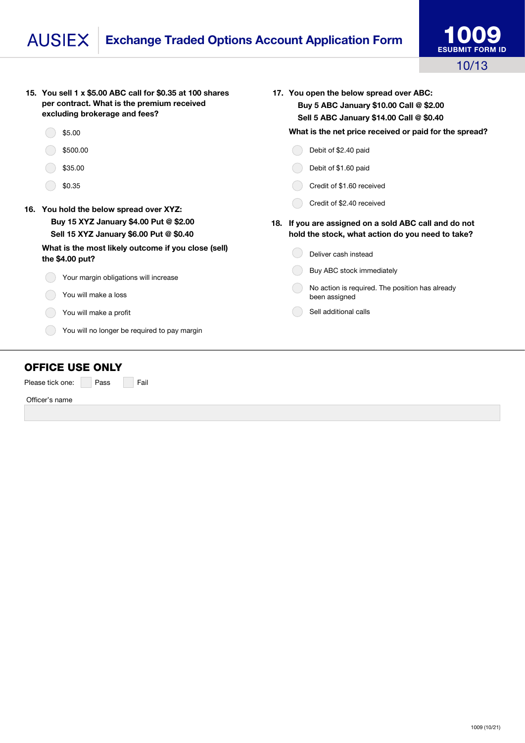**15. You sell 1 x $5.00 ABC call for $0.35 at 100 shares per contract. What is the premium received excluding brokerage and fees?**

- $5.00
- $500.00
- $35.00
- $0.35

**16. You hold the below spread over XYZ:**

**Buy 15 XYZ January $4.00 Put @ $2.00**

**Sell 15 XYZ January $6.00 Put @ $0.40**

**What is the most likely outcome if you close (sell) the $4.00 put?**

- Your margin obligations will increase
- You will make a loss
- You will make a profit
- You will no longer be required to pay margin

**17. You open the below spread over ABC:**

**Buy 5 ABC January $10.00 Call @ $2.00**

**Sell 5 ABC January $14.00 Call @ $0.40**

**What is the net price received or paid for the spread?**

- Debit of $2.40 paid
- Debit of $1.60 paid
- Credit of $1.60 received
- Credit of $2.40 received

**18. If you are assigned on a sold ABC call and do not hold the stock, what action do you need to take?**

- Deliver cash instead
- Buy ABC stock immediately
- No action is required. The position has already been assigned
- Sell additional calls

## OFFICE USE ONLY

Please tick one: ☐ Pass ☐ Fail

Officer's name

1009 (10/21)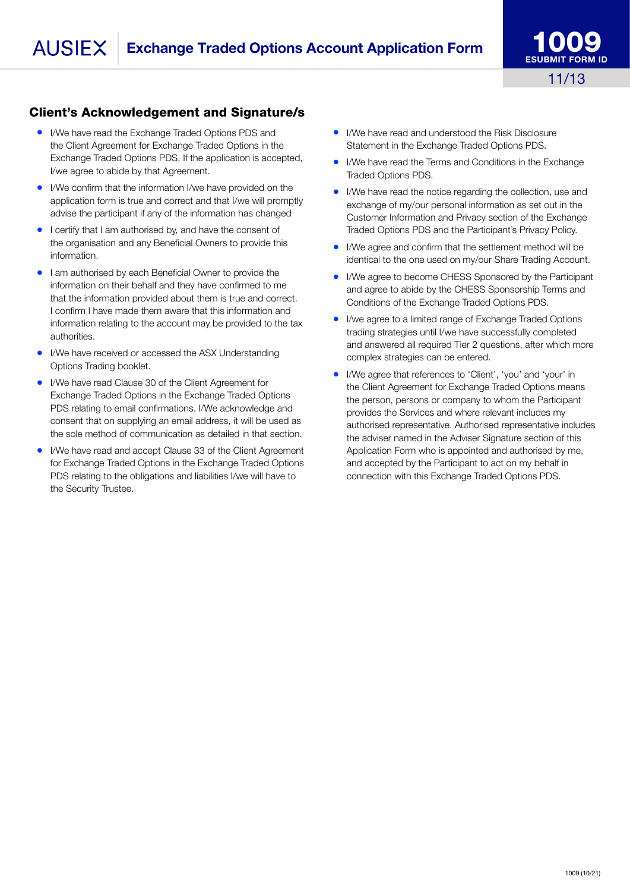## Client's Acknowledgement and Signature/s

- I/We have read the Exchange Traded Options PDS and the Client Agreement for Exchange Traded Options in the Exchange Traded Options PDS. If the application is accepted, I/we agree to abide by that Agreement.
- I/We confirm that the information I/we have provided on the application form is true and correct and that I/we will promptly advise the participant if any of the information has changed
- I certify that I am authorised by, and have the consent of the organisation and any Beneficial Owners to provide this information.
- I am authorised by each Beneficial Owner to provide the information on their behalf and they have confirmed to me that the information provided about them is true and correct. I confirm I have made them aware that this information and information relating to the account may be provided to the tax authorities.
- I/We have received or accessed the ASX Understanding Options Trading booklet.
- I/We have read Clause 30 of the Client Agreement for Exchange Traded Options in the Exchange Traded Options PDS relating to email confirmations. I/We acknowledge and consent that on supplying an email address, it will be used as the sole method of communication as detailed in that section.
- I/We have read and accept Clause 33 of the Client Agreement for Exchange Traded Options in the Exchange Traded Options PDS relating to the obligations and liabilities I/we will have to the Security Trustee.
- I/We have read and understood the Risk Disclosure Statement in the Exchange Traded Options PDS.
- I/We have read the Terms and Conditions in the Exchange Traded Options PDS.
- I/We have read the notice regarding the collection, use and exchange of my/our personal information as set out in the Customer Information and Privacy section of the Exchange Traded Options PDS and the Participant's Privacy Policy.
- I/We agree and confirm that the settlement method will be identical to the one used on my/our Share Trading Account.
- I/We agree to become CHESS Sponsored by the Participant and agree to abide by the CHESS Sponsorship Terms and Conditions of the Exchange Traded Options PDS.
- I/we agree to a limited range of Exchange Traded Options trading strategies until I/we have successfully completed and answered all required Tier 2 questions, after which more complex strategies can be entered.
- I/We agree that references to 'Client', 'you' and 'your' in the Client Agreement for Exchange Traded Options means the person, persons or company to whom the Participant provides the Services and where relevant includes my authorised representative. Authorised representative includes the adviser named in the Adviser Signature section of this Application Form who is appointed and authorised by me, and accepted by the Participant to act on my behalf in connection with this Exchange Traded Options PDS.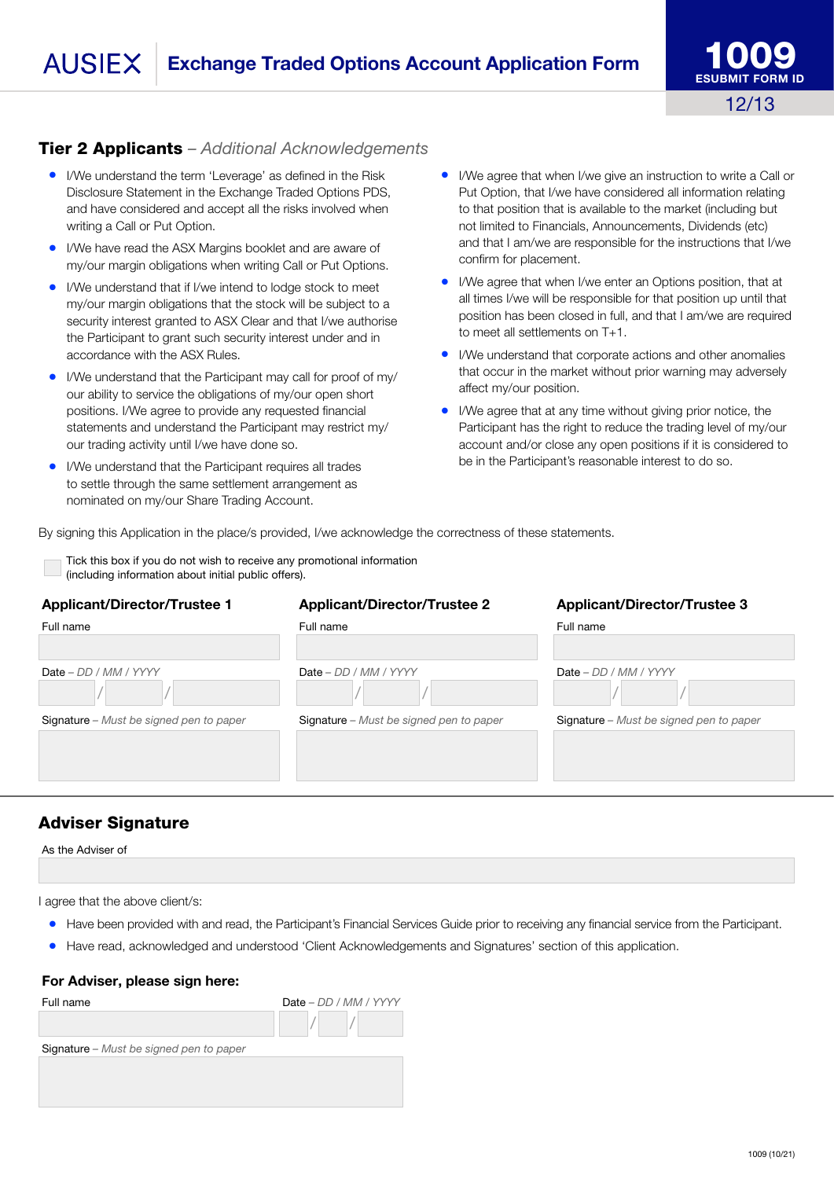# Exchange Traded Options Account Application Form

## Tier 2 Applicants – *Additional Acknowledgements*

- I/We understand the term 'Leverage' as defined in the Risk Disclosure Statement in the Exchange Traded Options PDS, and have considered and accept all the risks involved when writing a Call or Put Option.
- I/We have read the ASX Margins booklet and are aware of my/our margin obligations when writing Call or Put Options.
- I/We understand that if I/we intend to lodge stock to meet my/our margin obligations that the stock will be subject to a security interest granted to ASX Clear and that I/we authorise the Participant to grant such security interest under and in accordance with the ASX Rules.
- I/We understand that the Participant may call for proof of my/our ability to service the obligations of my/our open short positions. I/We agree to provide any requested financial statements and understand the Participant may restrict my/our trading activity until I/we have done so.
- I/We understand that the Participant requires all trades to settle through the same settlement arrangement as nominated on my/our Share Trading Account.
- I/We agree that when I/we give an instruction to write a Call or Put Option, that I/we have considered all information relating to that position that is available to the market (including but not limited to Financials, Announcements, Dividends (etc) and that I am/we are responsible for the instructions that I/we confirm for placement.
- I/We agree that when I/we enter an Options position, that at all times I/we will be responsible for that position up until that position has been closed in full, and that I am/we are required to meet all settlements on T+1.
- I/We understand that corporate actions and other anomalies that occur in the market without prior warning may adversely affect my/our position.
- I/We agree that at any time without giving prior notice, the Participant has the right to reduce the trading level of my/our account and/or close any open positions if it is considered to be in the Participant's reasonable interest to do so.

By signing this Application in the place/s provided, I/we acknowledge the correctness of these statements.

☐ Tick this box if you do not wish to receive any promotional information (including information about initial public offers).

| Applicant/Director/Trustee 1 | Applicant/Director/Trustee 2 | Applicant/Director/Trustee 3 |
|---|---|---|
| Full name | Full name | Full name |
| Date – *DD / MM / YYYY* | Date – *DD / MM / YYYY* | Date – *DD / MM / YYYY* |
| Signature – *Must be signed pen to paper* | Signature – *Must be signed pen to paper* | Signature – *Must be signed pen to paper* |

## Adviser Signature

As the Adviser of

I agree that the above client/s:

- Have been provided with and read, the Participant's Financial Services Guide prior to receiving any financial service from the Participant.
- Have read, acknowledged and understood 'Client Acknowledgements and Signatures' section of this application.

### For Adviser, please sign here:

Full name

Date – *DD / MM / YYYY*

Signature – *Must be signed pen to paper*

1009 (10/21)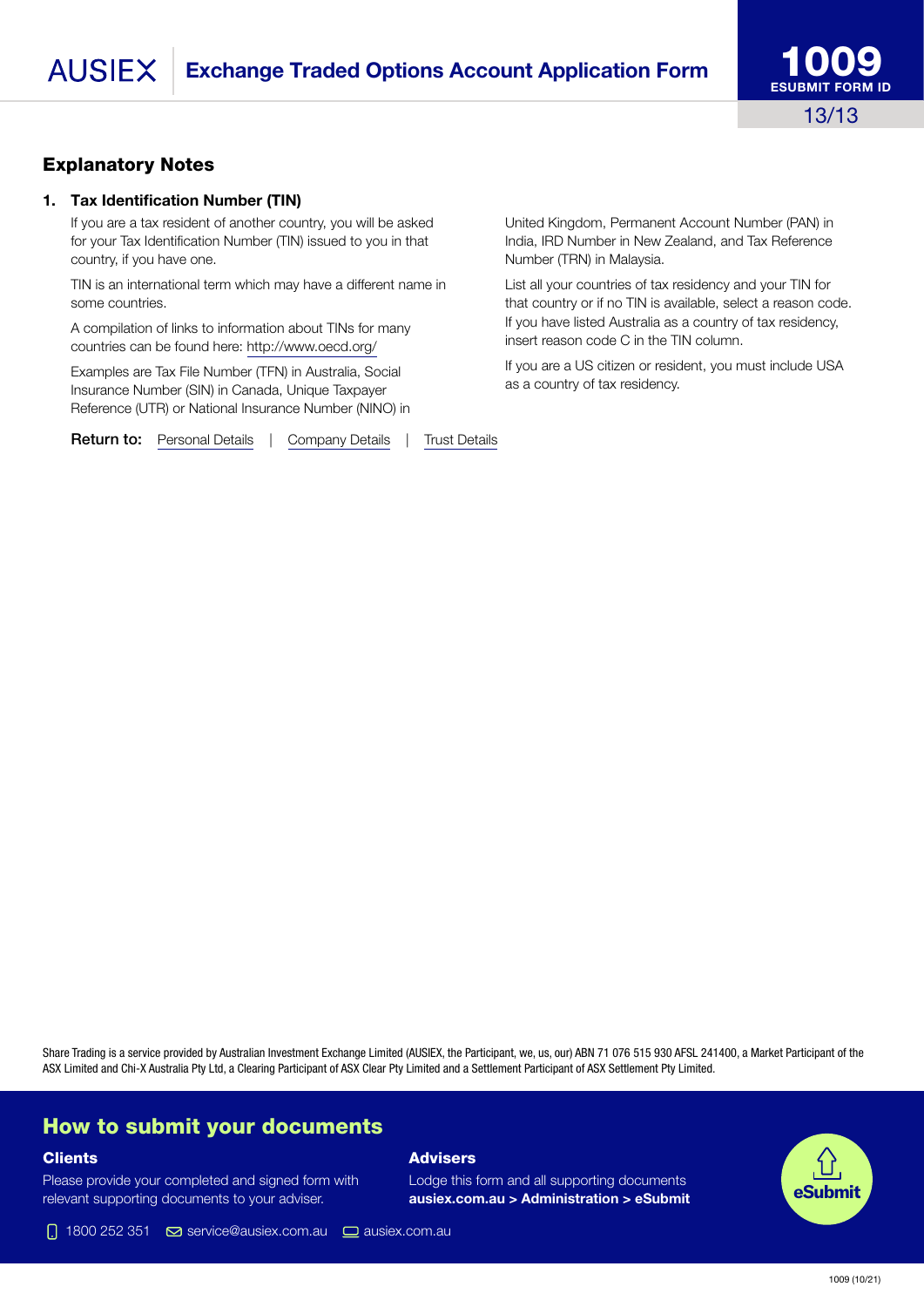## Explanatory Notes

### 1. Tax Identification Number (TIN)

If you are a tax resident of another country, you will be asked for your Tax Identification Number (TIN) issued to you in that country, if you have one.

TIN is an international term which may have a different name in some countries.

A compilation of links to information about TINs for many countries can be found here: http://www.oecd.org/

Examples are Tax File Number (TFN) in Australia, Social Insurance Number (SIN) in Canada, Unique Taxpayer Reference (UTR) or National Insurance Number (NINO) in United Kingdom, Permanent Account Number (PAN) in India, IRD Number in New Zealand, and Tax Reference Number (TRN) in Malaysia.

List all your countries of tax residency and your TIN for that country or if no TIN is available, select a reason code. If you have listed Australia as a country of tax residency, insert reason code C in the TIN column.

If you are a US citizen or resident, you must include USA as a country of tax residency.

**Return to:** Personal Details | Company Details | Trust Details

Share Trading is a service provided by Australian Investment Exchange Limited (AUSIEX, the Participant, we, us, our) ABN 71 076 515 930 AFSL 241400, a Market Participant of the ASX Limited and Chi-X Australia Pty Ltd, a Clearing Participant of ASX Clear Pty Limited and a Settlement Participant of ASX Settlement Pty Limited.

## How to submit your documents

**Clients**

Please provide your completed and signed form with relevant supporting documents to your adviser.

**Advisers**

Lodge this form and all supporting documents **ausiex.com.au > Administration > eSubmit**

eSubmit

1800 252 351 service@ausiex.com.au ausiex.com.au

1009 (10/21)